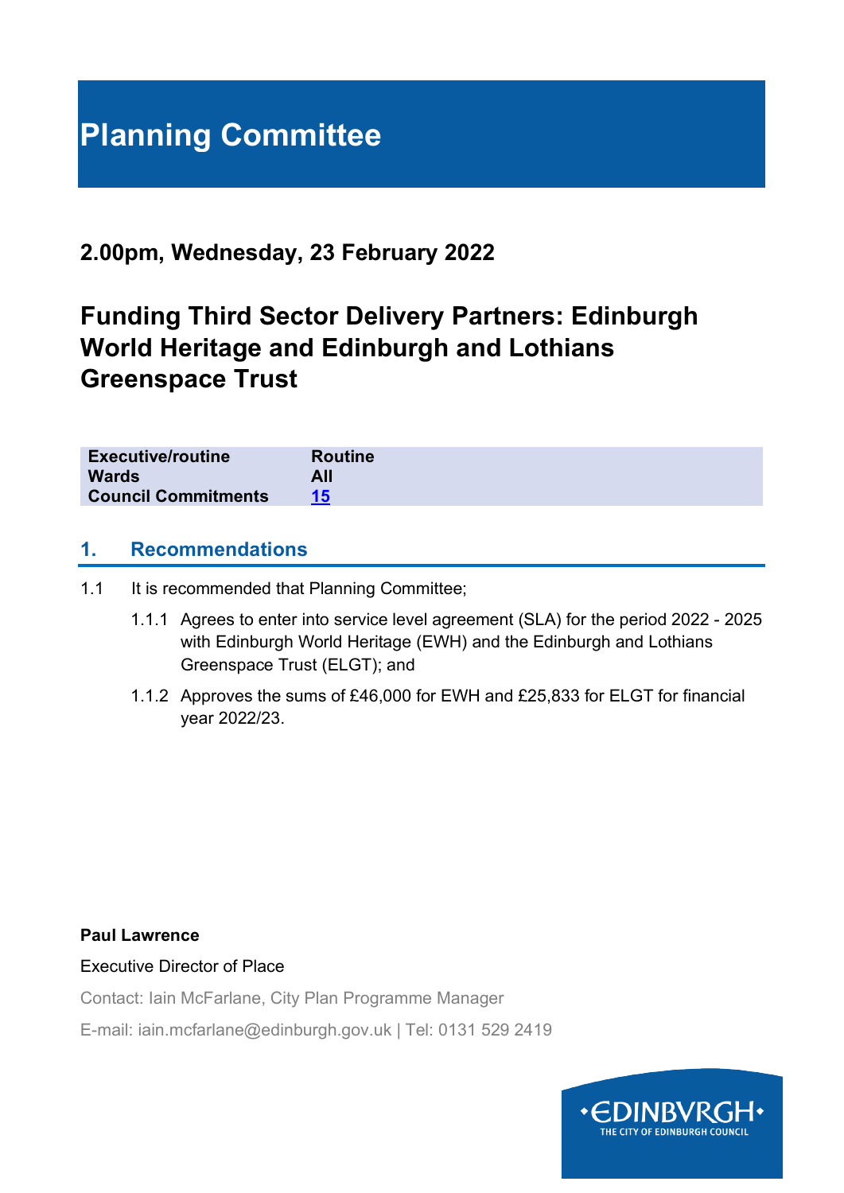# Planning Committee

## 2.00pm, Wednesday, 23 February 2022

## Funding Third Sector Delivery Partners: Edinburgh World Heritage and Edinburgh and Lothians Greenspace Trust

| | |
|---|---|
| **Executive/routine** | **Routine** |
| **Wards** | **All** |
| **Council Commitments** | **15** |

## 1. Recommendations

1.1 It is recommended that Planning Committee;

1.1.1 Agrees to enter into service level agreement (SLA) for the period 2022 - 2025 with Edinburgh World Heritage (EWH) and the Edinburgh and Lothians Greenspace Trust (ELGT); and

1.1.2 Approves the sums of £46,000 for EWH and £25,833 for ELGT for financial year 2022/23.

**Paul Lawrence**

Executive Director of Place

Contact: Iain McFarlane, City Plan Programme Manager

E-mail: iain.mcfarlane@edinburgh.gov.uk | Tel: 0131 529 2419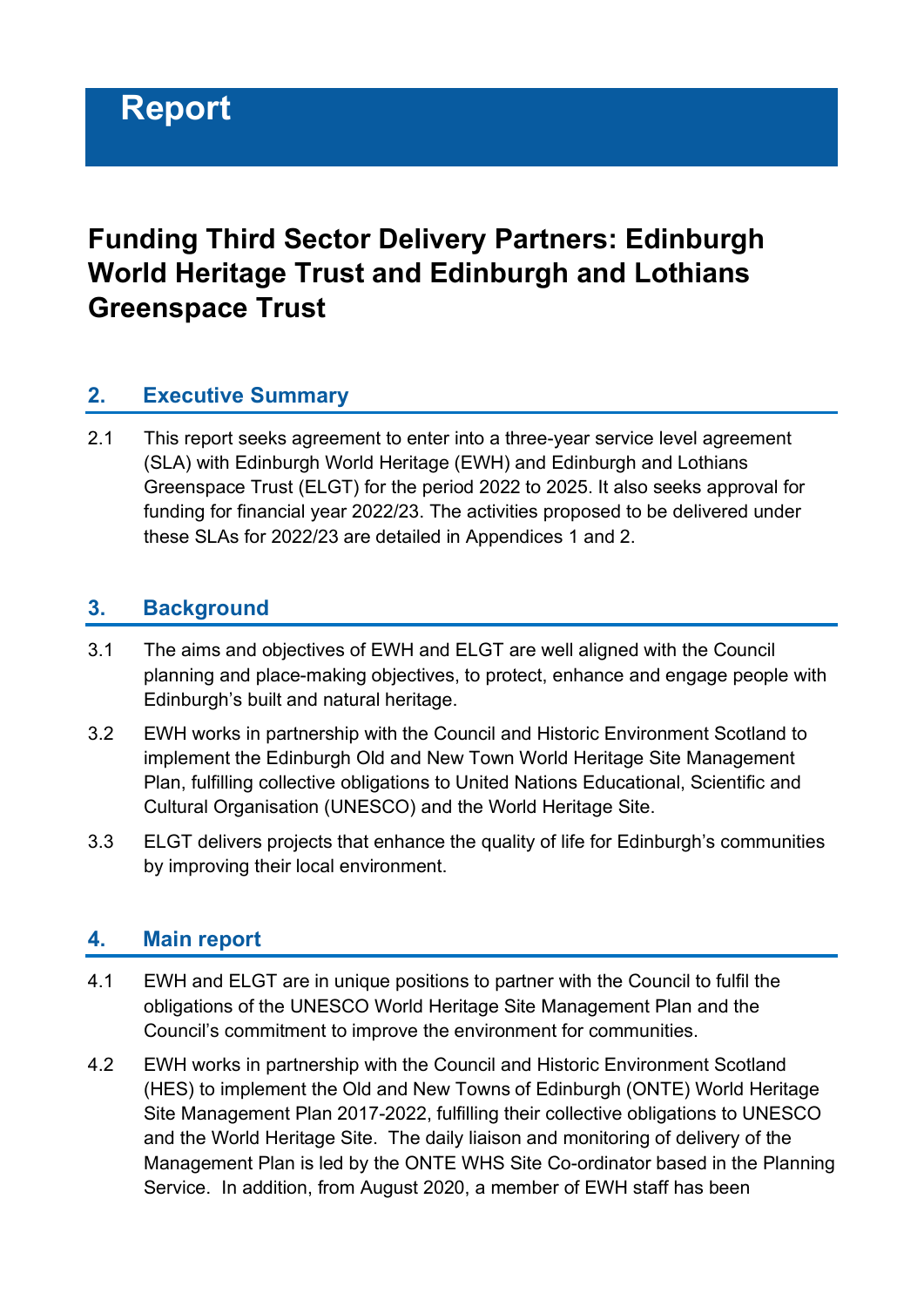# Report

# Funding Third Sector Delivery Partners: Edinburgh World Heritage Trust and Edinburgh and Lothians Greenspace Trust

## 2. Executive Summary

2.1 This report seeks agreement to enter into a three-year service level agreement (SLA) with Edinburgh World Heritage (EWH) and Edinburgh and Lothians Greenspace Trust (ELGT) for the period 2022 to 2025. It also seeks approval for funding for financial year 2022/23. The activities proposed to be delivered under these SLAs for 2022/23 are detailed in Appendices 1 and 2.

## 3. Background

3.1 The aims and objectives of EWH and ELGT are well aligned with the Council planning and place-making objectives, to protect, enhance and engage people with Edinburgh's built and natural heritage.

3.2 EWH works in partnership with the Council and Historic Environment Scotland to implement the Edinburgh Old and New Town World Heritage Site Management Plan, fulfilling collective obligations to United Nations Educational, Scientific and Cultural Organisation (UNESCO) and the World Heritage Site.

3.3 ELGT delivers projects that enhance the quality of life for Edinburgh's communities by improving their local environment.

## 4. Main report

4.1 EWH and ELGT are in unique positions to partner with the Council to fulfil the obligations of the UNESCO World Heritage Site Management Plan and the Council's commitment to improve the environment for communities.

4.2 EWH works in partnership with the Council and Historic Environment Scotland (HES) to implement the Old and New Towns of Edinburgh (ONTE) World Heritage Site Management Plan 2017-2022, fulfilling their collective obligations to UNESCO and the World Heritage Site. The daily liaison and monitoring of delivery of the Management Plan is led by the ONTE WHS Site Co-ordinator based in the Planning Service. In addition, from August 2020, a member of EWH staff has been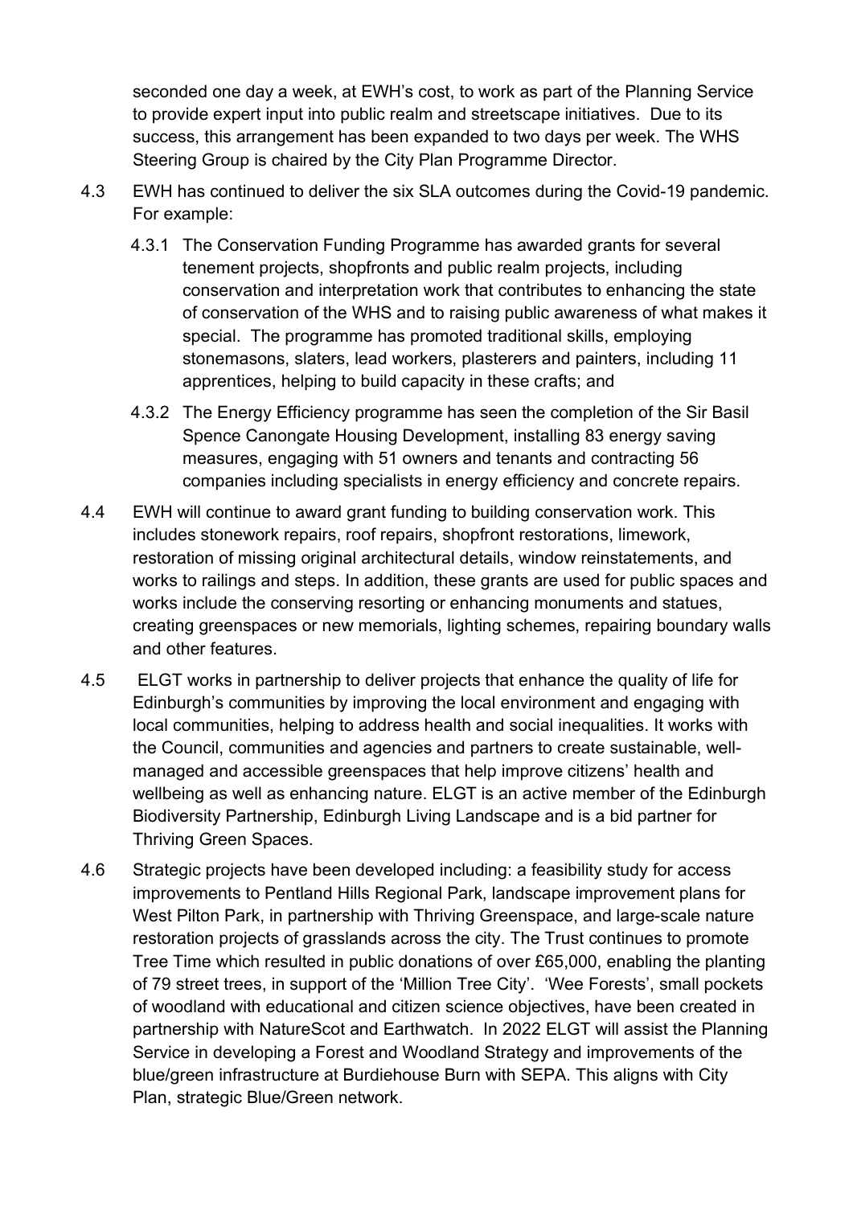seconded one day a week, at EWH's cost, to work as part of the Planning Service to provide expert input into public realm and streetscape initiatives. Due to its success, this arrangement has been expanded to two days per week. The WHS Steering Group is chaired by the City Plan Programme Director.

4.3 EWH has continued to deliver the six SLA outcomes during the Covid-19 pandemic. For example:

4.3.1 The Conservation Funding Programme has awarded grants for several tenement projects, shopfronts and public realm projects, including conservation and interpretation work that contributes to enhancing the state of conservation of the WHS and to raising public awareness of what makes it special. The programme has promoted traditional skills, employing stonemasons, slaters, lead workers, plasterers and painters, including 11 apprentices, helping to build capacity in these crafts; and

4.3.2 The Energy Efficiency programme has seen the completion of the Sir Basil Spence Canongate Housing Development, installing 83 energy saving measures, engaging with 51 owners and tenants and contracting 56 companies including specialists in energy efficiency and concrete repairs.

4.4 EWH will continue to award grant funding to building conservation work. This includes stonework repairs, roof repairs, shopfront restorations, limework, restoration of missing original architectural details, window reinstatements, and works to railings and steps. In addition, these grants are used for public spaces and works include the conserving resorting or enhancing monuments and statues, creating greenspaces or new memorials, lighting schemes, repairing boundary walls and other features.

4.5 ELGT works in partnership to deliver projects that enhance the quality of life for Edinburgh's communities by improving the local environment and engaging with local communities, helping to address health and social inequalities. It works with the Council, communities and agencies and partners to create sustainable, well-managed and accessible greenspaces that help improve citizens' health and wellbeing as well as enhancing nature. ELGT is an active member of the Edinburgh Biodiversity Partnership, Edinburgh Living Landscape and is a bid partner for Thriving Green Spaces.

4.6 Strategic projects have been developed including: a feasibility study for access improvements to Pentland Hills Regional Park, landscape improvement plans for West Pilton Park, in partnership with Thriving Greenspace, and large-scale nature restoration projects of grasslands across the city. The Trust continues to promote Tree Time which resulted in public donations of over £65,000, enabling the planting of 79 street trees, in support of the 'Million Tree City'. 'Wee Forests', small pockets of woodland with educational and citizen science objectives, have been created in partnership with NatureScot and Earthwatch. In 2022 ELGT will assist the Planning Service in developing a Forest and Woodland Strategy and improvements of the blue/green infrastructure at Burdiehouse Burn with SEPA. This aligns with City Plan, strategic Blue/Green network.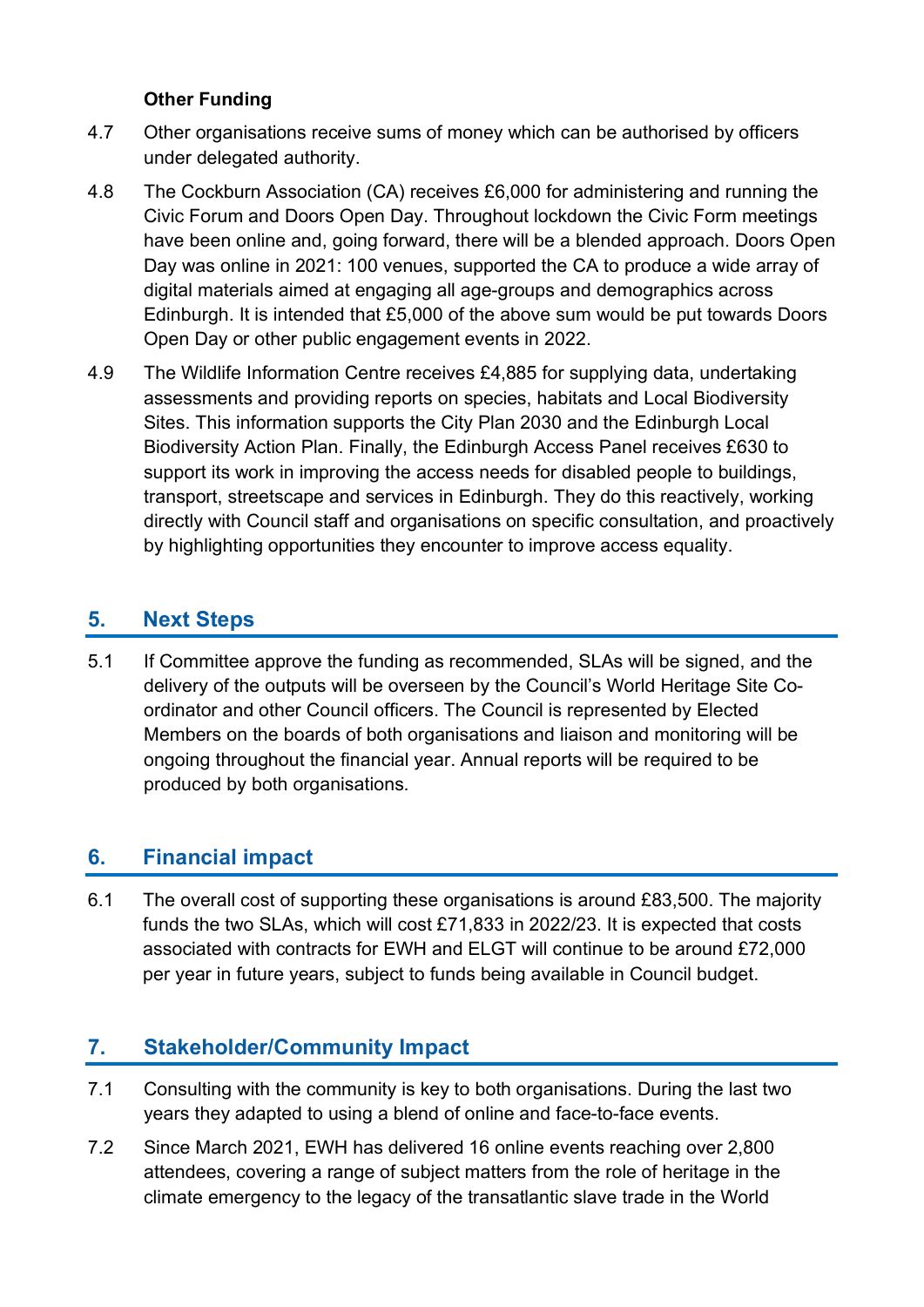**Other Funding**

4.7 Other organisations receive sums of money which can be authorised by officers under delegated authority.

4.8 The Cockburn Association (CA) receives £6,000 for administering and running the Civic Forum and Doors Open Day. Throughout lockdown the Civic Form meetings have been online and, going forward, there will be a blended approach. Doors Open Day was online in 2021: 100 venues, supported the CA to produce a wide array of digital materials aimed at engaging all age-groups and demographics across Edinburgh. It is intended that £5,000 of the above sum would be put towards Doors Open Day or other public engagement events in 2022.

4.9 The Wildlife Information Centre receives £4,885 for supplying data, undertaking assessments and providing reports on species, habitats and Local Biodiversity Sites. This information supports the City Plan 2030 and the Edinburgh Local Biodiversity Action Plan. Finally, the Edinburgh Access Panel receives £630 to support its work in improving the access needs for disabled people to buildings, transport, streetscape and services in Edinburgh. They do this reactively, working directly with Council staff and organisations on specific consultation, and proactively by highlighting opportunities they encounter to improve access equality.

## 5. Next Steps

5.1 If Committee approve the funding as recommended, SLAs will be signed, and the delivery of the outputs will be overseen by the Council's World Heritage Site Co-ordinator and other Council officers. The Council is represented by Elected Members on the boards of both organisations and liaison and monitoring will be ongoing throughout the financial year. Annual reports will be required to be produced by both organisations.

## 6. Financial impact

6.1 The overall cost of supporting these organisations is around £83,500. The majority funds the two SLAs, which will cost £71,833 in 2022/23. It is expected that costs associated with contracts for EWH and ELGT will continue to be around £72,000 per year in future years, subject to funds being available in Council budget.

## 7. Stakeholder/Community Impact

7.1 Consulting with the community is key to both organisations. During the last two years they adapted to using a blend of online and face-to-face events.

7.2 Since March 2021, EWH has delivered 16 online events reaching over 2,800 attendees, covering a range of subject matters from the role of heritage in the climate emergency to the legacy of the transatlantic slave trade in the World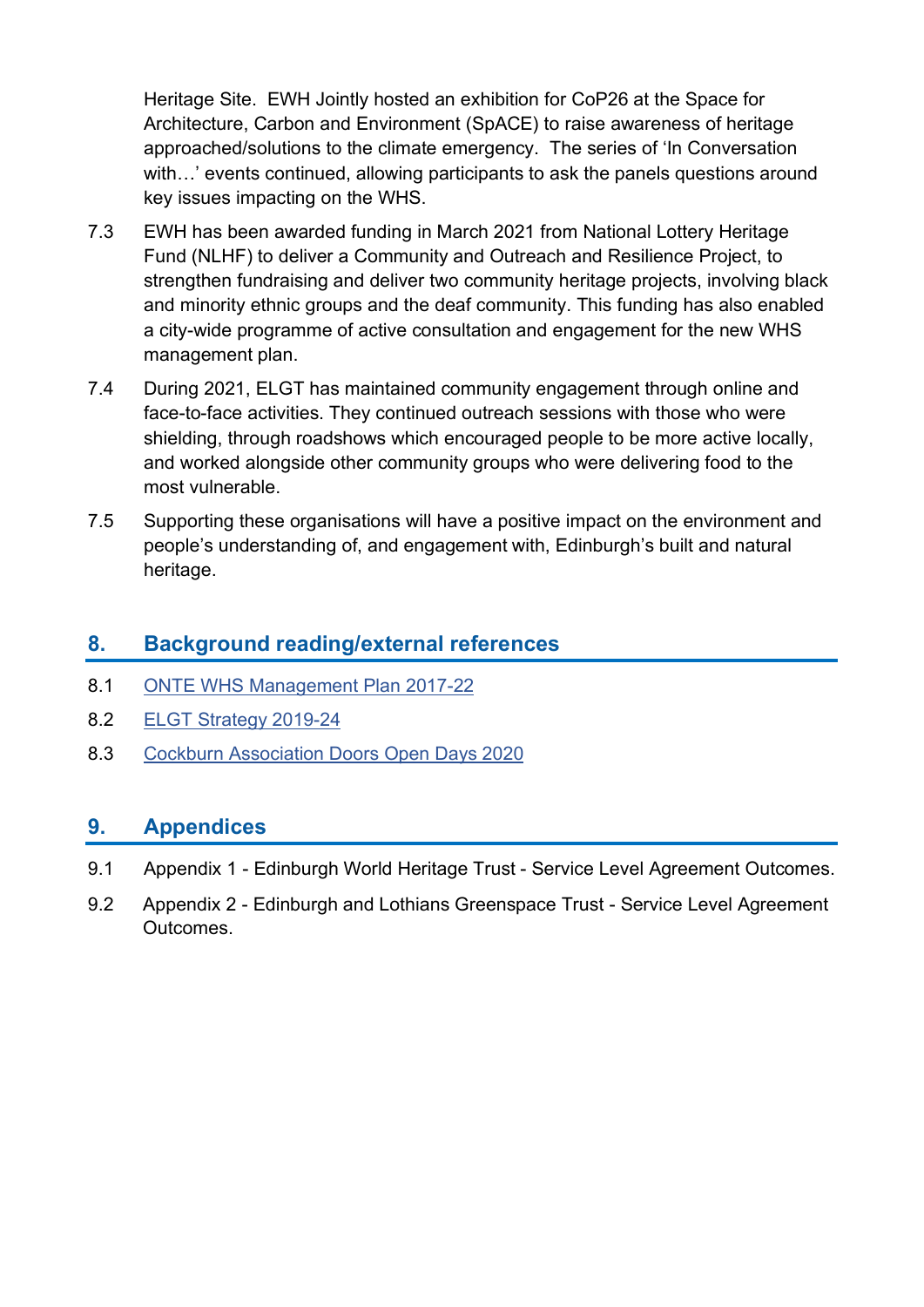Heritage Site. EWH Jointly hosted an exhibition for CoP26 at the Space for Architecture, Carbon and Environment (SpACE) to raise awareness of heritage approached/solutions to the climate emergency. The series of 'In Conversation with…' events continued, allowing participants to ask the panels questions around key issues impacting on the WHS.

7.3 EWH has been awarded funding in March 2021 from National Lottery Heritage Fund (NLHF) to deliver a Community and Outreach and Resilience Project, to strengthen fundraising and deliver two community heritage projects, involving black and minority ethnic groups and the deaf community. This funding has also enabled a city-wide programme of active consultation and engagement for the new WHS management plan.

7.4 During 2021, ELGT has maintained community engagement through online and face-to-face activities. They continued outreach sessions with those who were shielding, through roadshows which encouraged people to be more active locally, and worked alongside other community groups who were delivering food to the most vulnerable.

7.5 Supporting these organisations will have a positive impact on the environment and people's understanding of, and engagement with, Edinburgh's built and natural heritage.

## 8. Background reading/external references

8.1 ONTE WHS Management Plan 2017-22

8.2 ELGT Strategy 2019-24

8.3 Cockburn Association Doors Open Days 2020

## 9. Appendices

9.1 Appendix 1 - Edinburgh World Heritage Trust - Service Level Agreement Outcomes.

9.2 Appendix 2 - Edinburgh and Lothians Greenspace Trust - Service Level Agreement Outcomes.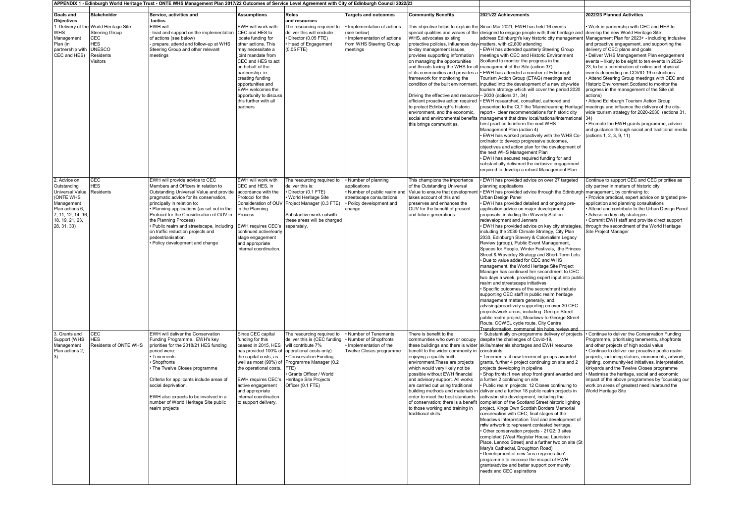**APPENDIX 1 - Edinburgh World Heritage Trust - ONTE WHS Management Plan 2017/22 Outcomes of Service Level Agreement with City of Edinburgh Council 2022/23**

| Goals and Objectives | Stakeholder | Service, activities and tactics | Assumptions | Roles and resources | Targets and outcomes | Community Benefits | 2021/22 Achievements | 2022/23 Planned Activities |
|---|---|---|---|---|---|---|---|---|
| 1. Delivery of the WHS Management Plan (in partnership with CEC and HES) | World Heritage Site Steering Group<br>CEC<br>HES<br>UNESCO<br>Residents<br>Visitors | EWH will:<br>- lead and support on the implementation of actions (see below)<br>- prepare, attend and follow-up at WHS Steering Group and other relevant meetings | EWH will work with CEC and HES to locate funding for other actions. This may necessitate a joint mandate from CEC and HES to act on behalf of the partnership in creating funding opportunities and EWH welcomes the opportunity to discuss this further with all partners | The resourcing required to deliver this will include :<br>• Director (0.05 FTE)<br>• Head of Engagement (0.05 FTE) | • Implementation of actions (see below)<br>• Implementation of actions from WHS Steering Group meetings | This objective helps to explain the special qualities and values of the WHS, advocates existing protective policies, influences day-to-day management issues, provides supporting information on managing the opportunities and threats facing the WHS for all of its communities and provides a framework for monitoring the condition of the built environment.<br><br>Driving the effective and resource-efficient proactive action required to protect Edinburgh's historic environment, and the economic, social and environmental benefits this brings communities. | Since Mar 2021, EWH has held 16 events designed to engage people with their heritage and address Edinburgh's key historic city management matters, with c2,800 attending<br>• EWH has attended quarterly Steering Group meetings with CEC and Historic Environment Scotland to monitor the progress in the management of the Site (action 37)<br>• EWH has attended a number of Edinburgh Tourism Action Group (ETAG) meetings and inputted into the development of a new city-wide tourism strategy which will cover the period 2020 – 2030 (actions 31, 34)<br>• EWH researched, consulted, authored and presented to the CLT the 'Mainstreaming Heritage' report - clear recommendations for historic city management that draw local/national/international best practice to inform the next WHS Management Plan (action 4)<br>• EWH has worked proactively with the WHS Co-ordinator to deveop progressive outcomes, objectives and action plan for the development of the next WHS Management Plan<br>• EWH has secured required funding for and substantially delivered the inclusive engagement required to develop a robust Management Plan | • Work in partnership with CEC and HES to develop the new World Heritage Site Management Plan for 2023+ - including inclusive and proactive engagement, and supporting the delivery of CEC plans and goals<br>• Deliver WHS Mangagement Plan engagement events – likely to be eight to ten events in 2022-23, to be a combination of online and physical events depending on COVID-19 restrictions<br>• Attend Steering Group meetings with CEC and Historic Environment Scotland to monitor the progress in the management of the Site (all actions)<br>• Attend Edinburgh Tourism Action Group meetings and influence the delivery of the city-wide tourism strategy for 2020-2030 (actions 31, 34)<br>• Promote the EWH grants programme, advice and guidance through social and traditional media (actions 1, 2, 3, 9, 11) |
| 2. Advice on Outstanding Universal Value (ONTE WHS Management Plan actions 6, 7, 11, 12, 14, 16, 18, 19, 21, 23, 28, 31, 33) | CEC<br>HES<br>Residents | EWH will provide advice to CEC Members and Officers in relation to Outstanding Universal Value and provide pragmatic advice for its conservation, principally in relation to:<br>• Planning applications (as set out in the Protocol for the Consideration of OUV in the Planning Process)<br>• Public realm and streetscape, including on traffic reduction projects and pedestrianisation<br>• Policy development and change | EWH will work with CEC and HES, in accordance with the Protocol for the Consideration of OUV in the Planning Process.<br><br>EWH requires CEC's continued active/early stage engagement and appropriate internal coordination. | The resourcing required to deliver this is:<br>• Director (0.1 FTE)<br>• World Heritage Site Project Manager (0.3 FTE)<br><br>Substantive work outwith these areas will be charged separately. | • Number of planning applications<br>• Number of public realm and streetscape consultations<br>• Policy development and change | This champions the importance of the Outstanding Universal Value to ensure that development takes account of this and preserves and enhances the OUV for the benefit of present and future generations. | • EWH has provided advice on over 27 targeted planning applications<br>• EWH has provided advice through the Edinburgh Urban Design Panel<br>• EWH has provided detailed and ongoing pre-application advice on major development proposals, including the Waverly Station redevelopment and Jenners<br>• EWH has provided advice on key city strategies, including the 2030 Climate Strategy, City Plan 2030, Edinburgh Slavery & Colonialism Legacy Review (group), Public Event Management, Spaces for People, Winter Festivals, the Princes Street & Waverley Strategy and Short-Term Lets.<br>• Due to value added for CEC and WHS management, the World Heritage Site Project Manager has continued her secondment to CEC two days a week, providing expert input into public realm and streetscape initiatives<br>• Specific outcomes of the secondment include supporting CEC staff in public realm heritage management matters generally, and advising/proactively supporting on over 30 CEC projects/work areas, including: George Street public realm project, Meadows-to-George Street Route, CCWEL cycle route, City Centre Transformation, communal bin hubs review and | Continue to support CEC and CEC priorities as city partner in matters of historic city management, by continuing to;<br>• Provide practical, expert advice on targeted pre-application and planning consultations<br>• Attend and contribute to the Urban Design Panel<br>• Advise on key city strategies<br>• Commit EWH staff and provide direct support through the secondment of the World Heritage Site Project Manager |
| 3. Grants and Support (WHS Management Plan actions 2, 3) | CEC<br>HES<br>Residents of ONTE WHS | EWH will deliver the Conservation Funding Programme. EWH's key priorities for the 2018/21 HES funding period were:<br>• Tenements<br>• Shopfronts<br>• The Twelve Closes programme<br><br>Criteria for applicants include areas of social deprivation.<br><br>EWH also expects to be involved in a number of World Heritage Site public realm projects | Since CEC capital funding for this ceased in 2015, HES has provided 100% of the capital costs, as well as most (90%) of the operational costs.<br><br>EWH requires CEC's active engagement and appropriate internal coordination to support delivery. | The resourcing required to deliver this is (CEC funding will contribute 7% operational costs only):<br>• Conservation Funding Programme Manager (0.2 FTE)<br>• Grants Officer / World Heritage Site Projects Officer (0.1 FTE) | • Number of Tenements<br>• Number of Shopfronts<br>• Implementation of the Twelve Closes programme | There is benefit to the communities who own or occupy these buildings and there is wider benefit to the wider community in enjoying a quality built environment.These are projects which would very likely not be possible without EWH financial and advisory support. All works are carried out using traditional building methods and materials in order to meet the best standards of conservation; there is a benefit to those working and training in traditional skills. | • Substantially on-programme delivery of projects despite the challenges of Covid-19, skills/materials shortages and EWH resource constraints.<br>• Tenements: 4 new tenement groups awarded grants, further 4 project continuing on site and 2 projects developing in pipeline<br>• Shop fronts:1 new shop front grant awarded and a further 2 continuing on site<br>• Public realm projects: 12 Closes continuing to deliver and a further 18 public realm projects in active/on site development, including the completion of the Scotland Street historic lighting project, Kings Own Scottish Borders Memorial conservation with CEC, final stages of the Meadows Interpretation Trail and development of new artwork to represent contested heritage.<br>• Other conservation projects - 21/22: 3 sites completed (West Register House, Lauriston Place, Lennox Street) and a further two on site (St Mary's Cathedral, Broughton Road)<br>• Development of new 'area regeneration' programme to increase the imapct of EWH grants/advice and better support community needs and CEC aspirations | • Continue to deliver the Conservation Funding Programme, prioritising tenements, shopfronts and other projects of high social value<br>• Continue to deliver our proactive public realm projects, including statues, monuments, artwork, lighting, community-led initiatives, interpretation, kirkyards and the Twelve Closes programme<br>• Maximise the heritage, social and economic impact of the above programmes by focussing our work on areas of greatest need in/around the World Heritage Site |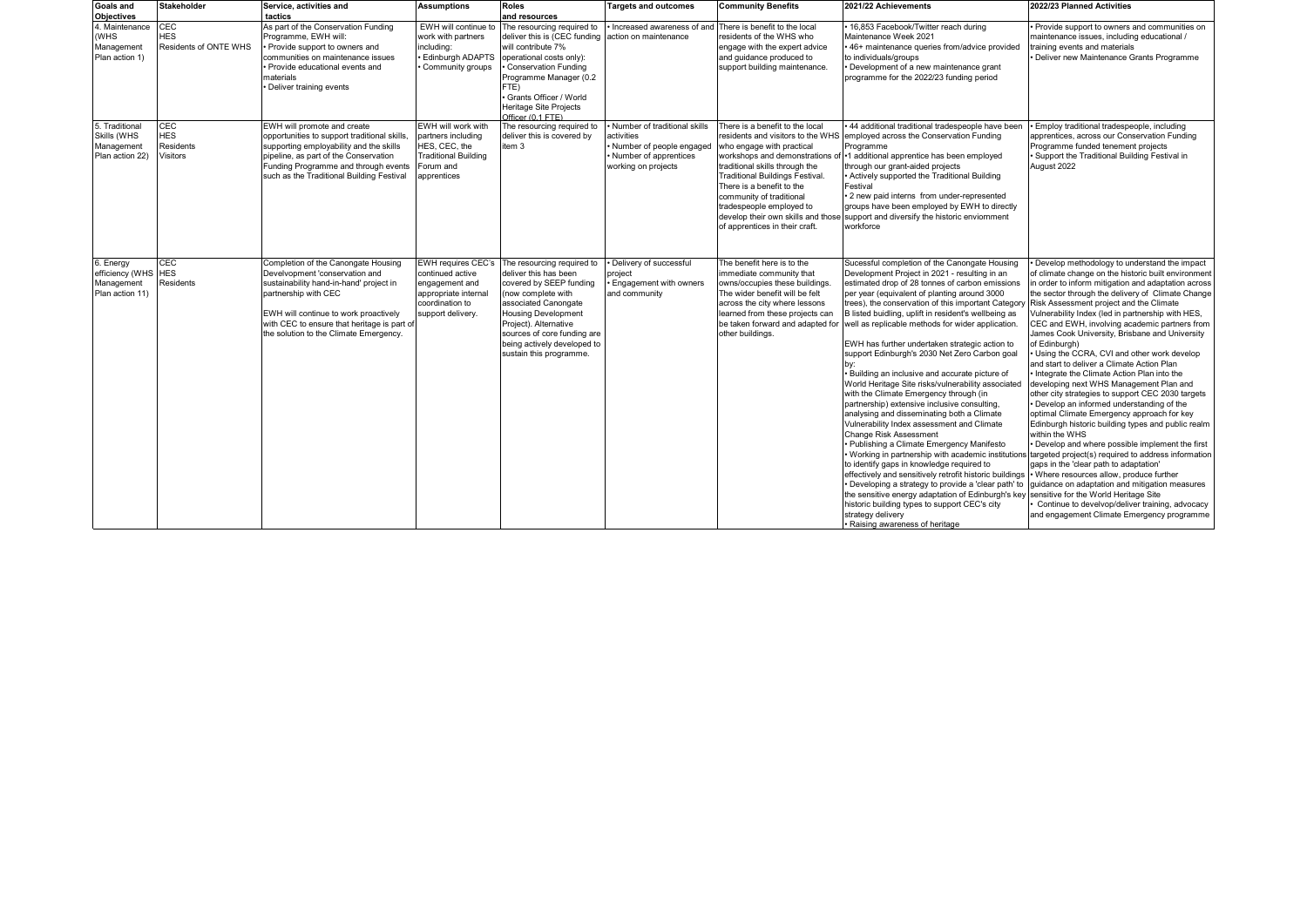| Goals and Objectives | Stakeholder | Service, activities and tactics | Assumptions | Roles and resources | Targets and outcomes | Community Benefits | 2021/22 Achievements | 2022/23 Planned Activities |
|---|---|---|---|---|---|---|---|---|
| 4. Maintenance (WHS Management Plan action 1) | CEC<br>HES<br>Residents of ONTE WHS | As part of the Conservation Funding Programme, EWH will:<br>• Provide support to owners and communities on maintenance issues<br>• Provide educational events and materials<br>• Deliver training events | EWH will continue to work with partners including:<br>• Edinburgh ADAPTS<br>• Community groups | The resourcing required to deliver this is (CEC funding will contribute 7% operational costs only):<br>• Conservation Funding Programme Manager (0.2 FTE)<br>• Grants Officer / World Heritage Site Projects Officer (0.1 FTE) | • Increased awareness of and action on maintenance | There is benefit to the local residents of the WHS who engage with the expert advice and guidance produced to support building maintenance. | • 16,853 Facebook/Twitter reach during Maintenance Week 2021<br>• 46+ maintenance queries from/advice provided to individuals/groups<br>• Development of a new maintenance grant programme for the 2022/23 funding period | • Provide support to owners and communities on maintenance issues, including educational / training events and materials<br>• Deliver new Maintenance Grants Programme |
| 5. Traditional Skills (WHS Management Plan action 22) | CEC<br>HES<br>Residents<br>Visitors | EWH will promote and create opportunities to support traditional skills, supporting employability and the skills pipeline, as part of the Conservation Funding Programme and through events such as the Traditional Building Festival | EWH will work with partners including HES, CEC, the Traditional Building Forum and apprentices | The resourcing required to deliver this is covered by item 3 | • Number of traditional skills activities<br>• Number of people engaged<br>• Number of apprentices working on projects | There is a benefit to the local residents and visitors to the WHS who engage with practical workshops and demonstrations of traditional skills through the Traditional Buildings Festival. There is a benefit to the community of traditional tradespeople employed to develop their own skills and those of apprentices in their craft. | • 44 additional traditional tradespeople have been employed across the Conservation Funding Programme<br>•1 additional apprentice has been employed through our grant-aided projects<br>• Actively supported the Traditional Building Festival<br>• 2 new paid interns from under-represented groups have been employed by EWH to directly support and diversify the historic enviornment workforce | • Employ traditional tradespeople, including apprentices, across our Conservation Funding Programme funded tenement projects<br>• Support the Traditional Building Festival in August 2022 |
| 6. Energy efficiency (WHS Management Plan action 11) | CEC<br>HES<br>Residents | Completion of the Canongate Housing Develvopment 'conservation and sustainability hand-in-hand' project in partnership with CEC<br><br>EWH will continue to work proactively with CEC to ensure that heritage is part of the solution to the Climate Emergency. | EWH requires CEC's continued active engagement and appropriate internal coordination to support delivery. | The resourcing required to deliver this has been covered by SEEP funding (now complete with associated Canongate Housing Development Project). Alternative sources of core funding are being actively developed to sustain this programme. | • Delivery of successful project<br>• Engagement with owners and community | The benefit here is to the immediate community that owns/occupies these buildings. The wider benefit will be felt across the city where lessons learned from these projects can be taken forward and adapted for other buildings. | Sucessful completion of the Canongate Housing Development Project in 2021 - resulting in an estimated drop of 28 tonnes of carbon emissions per year (equivalent of planting around 3000 trees), the conservation of this important Category B listed buidling, uplift in resident's wellbeing as well as replicable methods for wider application.<br><br>EWH has further undertaken strategic action to support Edinburgh's 2030 Net Zero Carbon goal by:<br>• Building an inclusive and accurate picture of World Heritage Site risks/vulnerability associated with the Climate Emergency through (in partnership) extensive inclusive consulting, analysing and disseminating both a Climate Vulnerability Index assessment and Climate Change Risk Assessment<br>• Publishing a Climate Emergency Manifesto<br>• Working in partnership with academic institutions to identify gaps in knowledge required to effectively and sensitively retrofit historic buildings<br>• Developing a strategy to provide a 'clear path' to the sensitive energy adaptation of Edinburgh's key historic building types to support CEC's city strategy delivery<br>• Raising awareness of heritage | • Develop methodology to understand the impact of climate change on the historic built environment in order to inform mitigation and adaptation across the sector through the delivery of Climate Change Risk Assessment project and the Climate Vulnerability Index (led in partnership with HES, CEC and EWH, involving academic partners from James Cook University, Brisbane and University of Edinburgh)<br>• Using the CCRA, CVI and other work develop and start to deliver a Climate Action Plan<br>• Integrate the Climate Action Plan into the developing next WHS Management Plan and other city strategies to support CEC 2030 targets<br>• Develop an informed understanding of the optimal Climate Emergency approach for key Edinburgh historic building types and public realm within the WHS<br>• Develop and where possible implement the first targeted project(s) required to address information gaps in the 'clear path to adaptation'<br>• Where resources allow, produce further guidance on adaptation and mitigation measures sensitive for the World Heritage Site<br>• Continue to develvop/deliver training, advocacy and engagement Climate Emergency programme |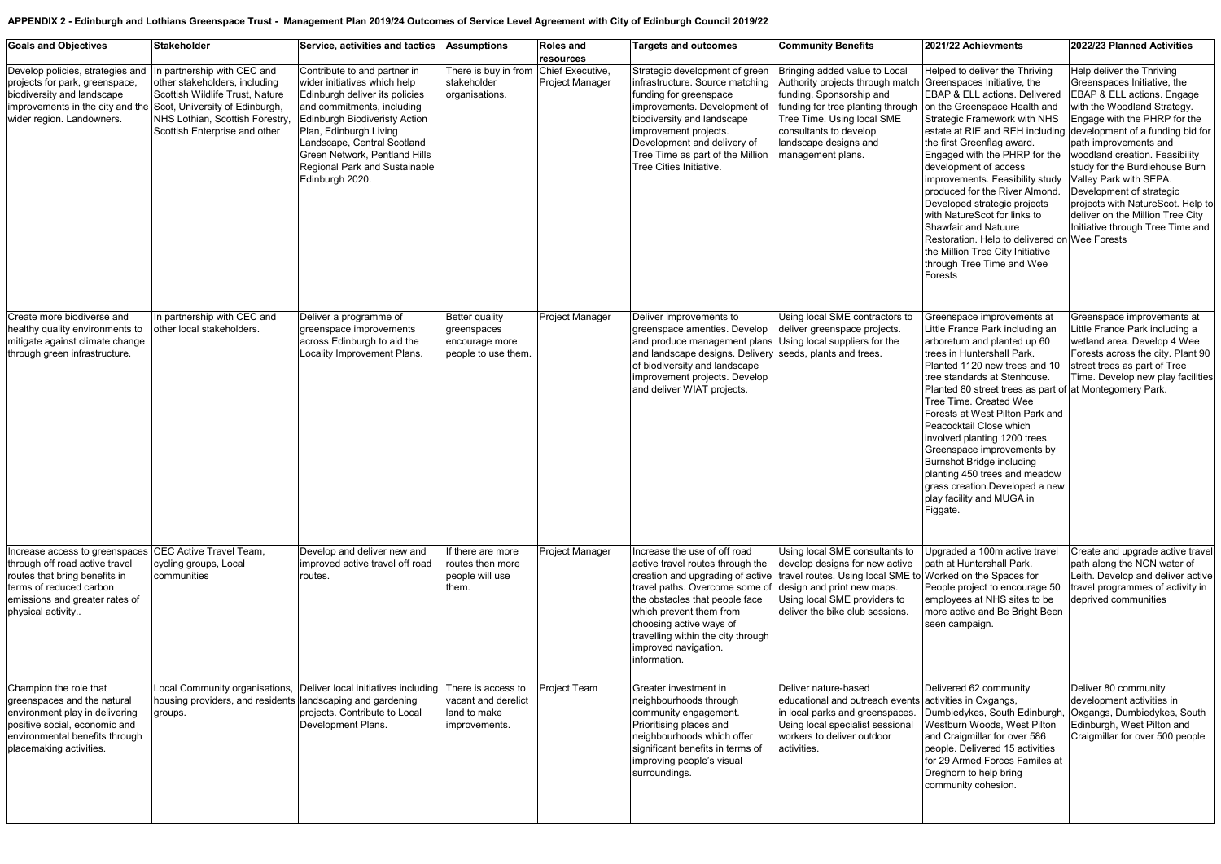**APPENDIX 2 - Edinburgh and Lothians Greenspace Trust - Management Plan 2019/24 Outcomes of Service Level Agreement with City of Edinburgh Council 2019/22**

| Goals and Objectives | Stakeholder | Service, activities and tactics | Assumptions | Roles and resources | Targets and outcomes | Community Benefits | 2021/22 Achievments | 2022/23 Planned Activities |
|---|---|---|---|---|---|---|---|---|
| Develop policies, strategies and projects for park, greenspace, biodiversity and landscape improvements in the city and the wider region. Landowners. | In partnership with CEC and other stakeholders, including Scottish Wildlife Trust, Nature Scot, University of Edinburgh, NHS Lothian, Scottish Forestry, Scottish Enterprise and other | Contribute to and partner in wider initiatives which help Edinburgh deliver its policies and commitments, including Edinburgh Biodiveristy Action Plan, Edinburgh Living Landscape, Central Scotland Green Network, Pentland Hills Regional Park and Sustainable Edinburgh 2020. | There is buy in from stakeholder organisations. | Chief Executive, Project Manager | Strategic development of green infrastructure. Source matching funding for greenspace improvements. Development of biodiversity and landscape improvement projects. Development and delivery of Tree Time as part of the Million Tree Cities Initiative. | Bringing added value to Local Authority projects through match funding. Sponsorship and funding for tree planting through Tree Time. Using local SME consultants to develop landscape designs and management plans. | Helped to deliver the Thriving Greenspaces Initiative, the EBAP & ELL actions. Delivered on the Greenspace Health and Strategic Framework with NHS estate at RIE and REH including the first Greenflag award. Engaged with the PHRP for the development of access improvements. Feasibility study produced for the River Almond. Developed strategic projects with NatureScot for links to Shawfair and Natuure Restoration. Help to delivered on the Million Tree City Initiative through Tree Time and Wee Forests | Help deliver the Thriving Greenspaces Initiative, the EBAP & ELL actions. Engage with the Woodland Strategy. Engage with the PHRP for the development of a funding bid for path improvements and woodland creation. Feasibility study for the Burdiehouse Burn Valley Park with SEPA. Development of strategic projects with NatureScot. Help to deliver on the Million Tree City Initiative through Tree Time and Wee Forests |
| Create more biodiverse and healthy quality environments to mitigate against climate change through green infrastructure. | In partnership with CEC and other local stakeholders. | Deliver a programme of greenspace improvements across Edinburgh to aid the Locality Improvement Plans. | Better quality greenspaces encourage more people to use them. | Project Manager | Deliver improvements to greenspace amenties. Develop and produce management plans and landscape designs. Delivery of biodiversity and landscape improvement projects. Develop and deliver WIAT projects. | Using local SME contractors to deliver greenspace projects. Using local suppliers for the seeds, plants and trees. | Greenspace improvements at Little France Park including an arboretum and planted up 60 trees in Huntershall Park. Planted 1120 new trees and 10 tree standards at Stenhouse. Planted 80 street trees as part of Tree Time. Created Wee Forests at West Pilton Park and Peacocktail Close which involved planting 1200 trees. Greenspace improvements by Burnshot Bridge including planting 450 trees and meadow grass creation.Developed a new play facility and MUGA in Figgate. | Greenspace improvements at Little France Park including a wetland area. Develop 4 Wee Forests across the city. Plant 90 street trees as part of Tree Time. Develop new play facilities at Montegomery Park. |
| Increase access to greenspaces through off road active travel routes that bring benefits in terms of reduced carbon emissions and greater rates of physical activity.. | CEC Active Travel Team, cycling groups, Local communities | Develop and deliver new and improved active travel off road routes. | If there are more routes then more people will use them. | Project Manager | Increase the use of off road active travel routes through the creation and upgrading of active travel paths. Overcome some of the obstacles that people face which prevent them from choosing active ways of travelling within the city through improved navigation. information. | Using local SME consultants to develop designs for new active travel routes. Using local SME to design and print new maps. Using local SME providers to deliver the bike club sessions. | Upgraded a 100m active travel path at Huntershall Park. Worked on the Spaces for People project to encourage 50 employees at NHS sites to be more active and Be Bright Been seen campaign. | Create and upgrade active travel path along the NCN water of Leith. Develop and deliver active travel programmes of activity in deprived communities |
| Champion the role that greenspaces and the natural environment play in delivering positive social, economic and environmental benefits through placemaking activities. | Local Community organisations, housing providers, and residents groups. | Deliver local initiatives including landscaping and gardening projects. Contribute to Local Development Plans. | There is access to vacant and derelict land to make improvements. | Project Team | Greater investment in neighbourhoods through community engagement. Prioritising places and neighbourhoods which offer significant benefits in terms of improving people's visual surroundings. | Deliver nature-based educational and outreach events in local parks and greenspaces. Using local specialist sessional workers to deliver outdoor activities. | Delivered 62 community activities in Oxgangs, Dumbiedykes, South Edinburgh, Westburn Woods, West Pilton and Craigmillar for over 586 people. Delivered 15 activities for 29 Armed Forces Familes at Dreghorn to help bring community cohesion. | Deliver 80 community development activities in Oxgangs, Dumbiedykes, South Edinburgh, West Pilton and Craigmillar for over 500 people |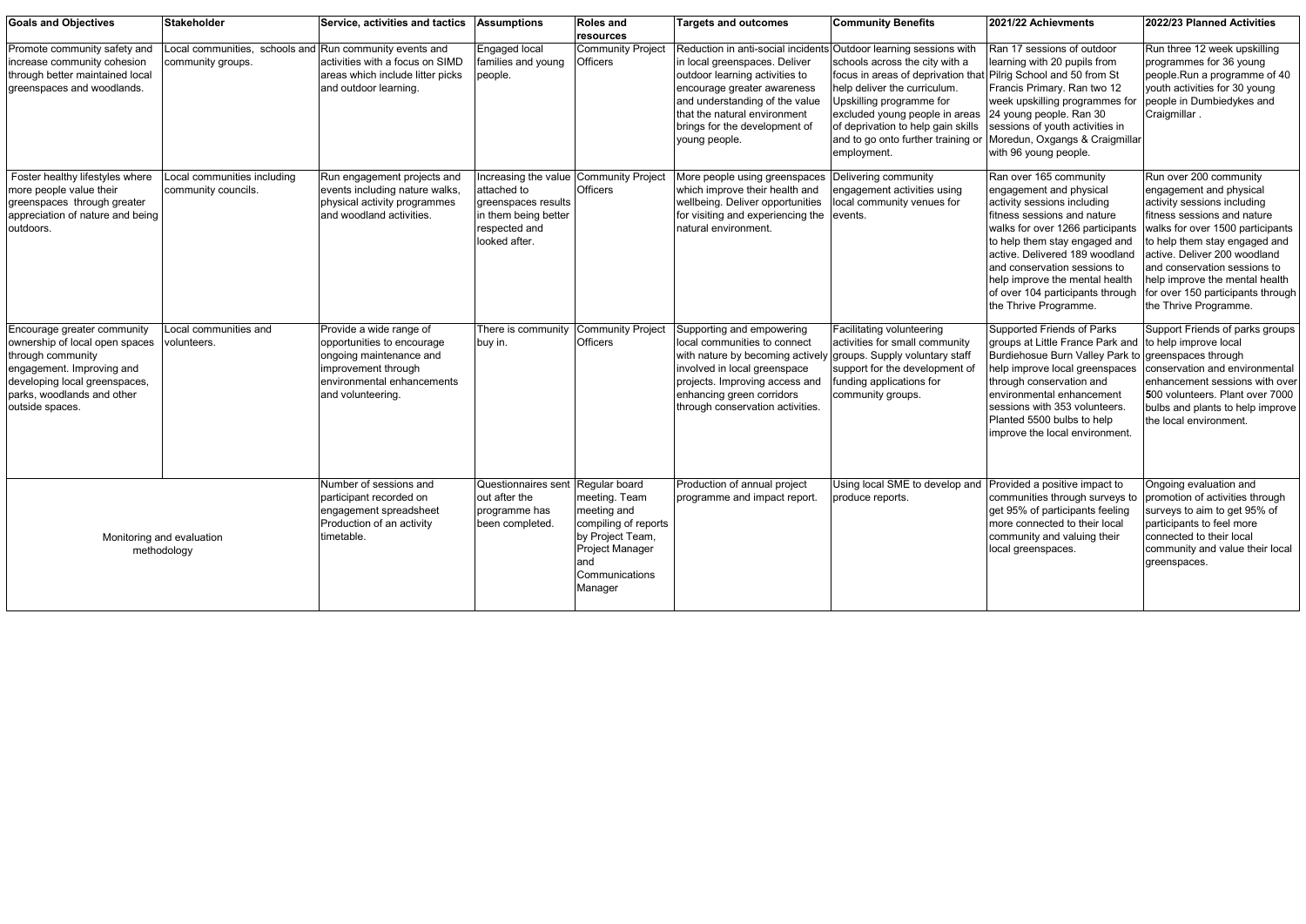| Goals and Objectives | Stakeholder | Service, activities and tactics | Assumptions | Roles and resources | Targets and outcomes | Community Benefits | 2021/22 Achievments | 2022/23 Planned Activities |
|---|---|---|---|---|---|---|---|---|
| Promote community safety and increase community cohesion through better maintained local greenspaces and woodlands. | Local communities, schools and community groups. | Run community events and activities with a focus on SIMD areas which include litter picks and outdoor learning. | Engaged local families and young people. | Community Project Officers | Reduction in anti-social incidents in local greenspaces. Deliver outdoor learning activities to encourage greater awareness and understanding of the value that the natural environment brings for the development of young people. | Outdoor learning sessions with schools across the city with a focus in areas of deprivation that help deliver the curriculum. Upskilling programme for excluded young people in areas of deprivation to help gain skills and to go onto further training or employment. | Ran 17 sessions of outdoor learning with 20 pupils from Pilrig School and 50 from St Francis Primary. Ran two 12 week upskilling programmes for 24 young people. Ran 30 sessions of youth activities in Moredun, Oxgangs & Craigmillar with 96 young people. | Run three 12 week upskilling programmes for 36 young people.Run a programme of 40 youth activities for 30 young people in Dumbiedykes and Craigmillar . |
| Foster healthy lifestyles where more people value their greenspaces through greater appreciation of nature and being outdoors. | Local communities including community councils. | Run engagement projects and events including nature walks, physical activity programmes and woodland activities. | Increasing the value attached to greenspaces results in them being better respected and looked after. | Community Project Officers | More people using greenspaces which improve their health and wellbeing. Deliver opportunities for visiting and experiencing the natural environment. | Delivering community engagement activities using local community venues for events. | Ran over 165 community engagement and physical activity sessions including fitness sessions and nature walks for over 1266 participants to help them stay engaged and active. Delivered 189 woodland and conservation sessions to help improve the mental health of over 104 participants through the Thrive Programme. | Run over 200 community engagement and physical activity sessions including fitness sessions and nature walks for over 1500 participants to help them stay engaged and active. Deliver 200 woodland and conservation sessions to help improve the mental health for over 150 participants through the Thrive Programme. |
| Encourage greater community ownership of local open spaces through community engagement. Improving and developing local greenspaces, parks, woodlands and other outside spaces. | Local communities and volunteers. | Provide a wide range of opportunities to encourage ongoing maintenance and improvement through environmental enhancements and volunteering. | There is community buy in. | Community Project Officers | Supporting and empowering local communities to connect with nature by becoming actively involved in local greenspace projects. Improving access and enhancing green corridors through conservation activities. | Facilitating volunteering activities for small community groups. Supply voluntary staff support for the development of funding applications for community groups. | Supported Friends of Parks groups at Little France Park and Burdiehosue Burn Valley Park to help improve local greenspaces through conservation and environmental enhancement sessions with 353 volunteers. Planted 5500 bulbs to help improve the local environment. | Support Friends of parks groups to help improve local greenspaces through conservation and environmental enhancement sessions with over 500 volunteers. Plant over 7000 bulbs and plants to help improve the local environment. |
| Monitoring and evaluation methodology | | Number of sessions and participant recorded on engagement spreadsheet Production of an activity timetable. | Questionnaires sent out after the programme has been completed. | Regular board meeting. Team meeting and compiling of reports by Project Team, Project Manager and Communications Manager | Production of annual project programme and impact report. | Using local SME to develop and produce reports. | Provided a positive impact to communities through surveys to get 95% of participants feeling more connected to their local community and valuing their local greenspaces. | Ongoing evaluation and promotion of activities through surveys to aim to get 95% of participants to feel more connected to their local community and value their local greenspaces. |